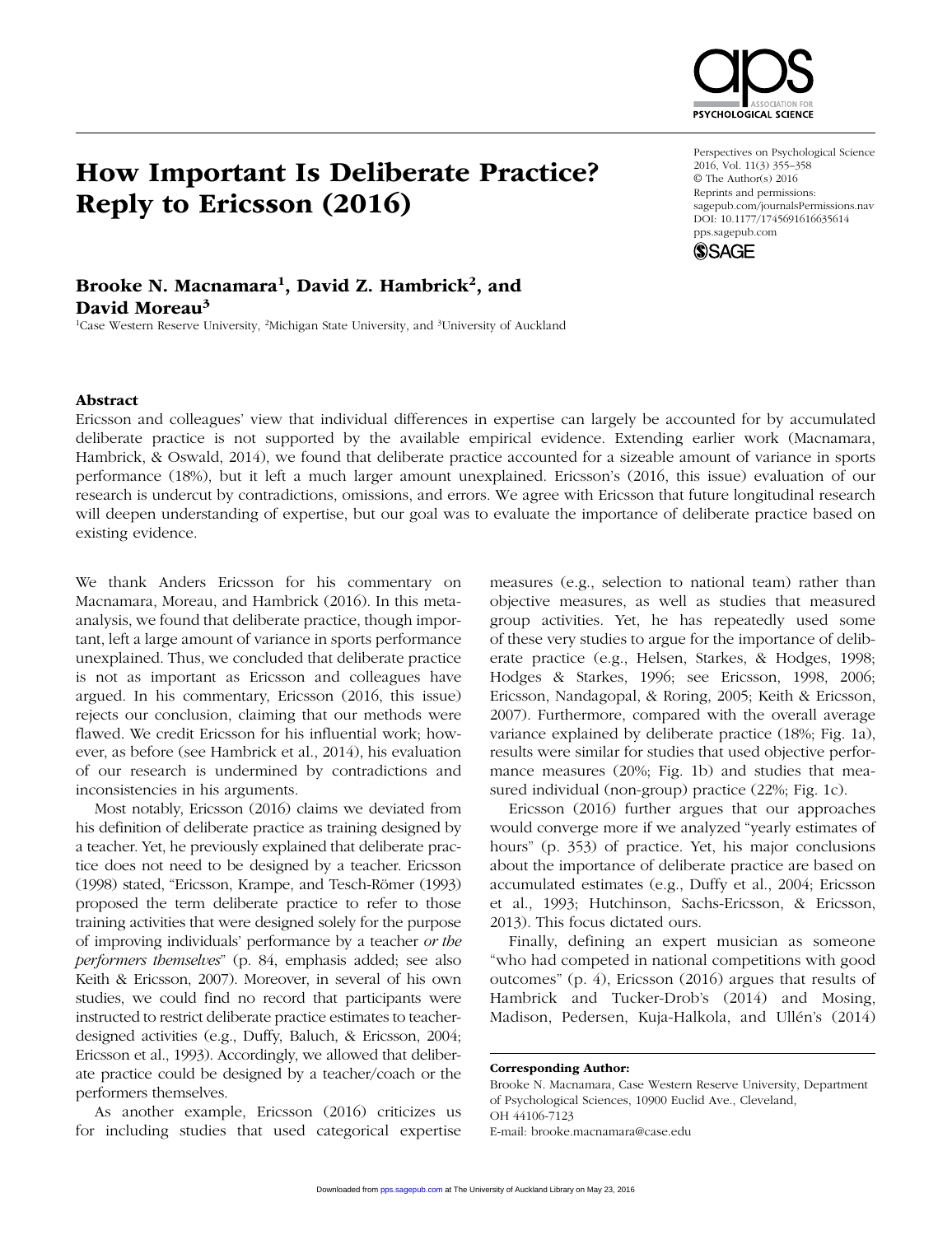# How Important Is Deliberate Practice? Reply to Ericsson (2016)

**Brooke N. Macnamara[1], David Z. Hambrick[2], and David Moreau[3]**

[1]Case Western Reserve University, [2]Michigan State University, and [3]University of Auckland

## Abstract

Ericsson and colleagues' view that individual differences in expertise can largely be accounted for by accumulated deliberate practice is not supported by the available empirical evidence. Extending earlier work (Macnamara, Hambrick, & Oswald, 2014), we found that deliberate practice accounted for a sizeable amount of variance in sports performance (18%), but it left a much larger amount unexplained. Ericsson's (2016, this issue) evaluation of our research is undercut by contradictions, omissions, and errors. We agree with Ericsson that future longitudinal research will deepen understanding of expertise, but our goal was to evaluate the importance of deliberate practice based on existing evidence.

We thank Anders Ericsson for his commentary on Macnamara, Moreau, and Hambrick (2016). In this meta-analysis, we found that deliberate practice, though important, left a large amount of variance in sports performance unexplained. Thus, we concluded that deliberate practice is not as important as Ericsson and colleagues have argued. In his commentary, Ericsson (2016, this issue) rejects our conclusion, claiming that our methods were flawed. We credit Ericsson for his influential work; however, as before (see Hambrick et al., 2014), his evaluation of our research is undermined by contradictions and inconsistencies in his arguments.

Most notably, Ericsson (2016) claims we deviated from his definition of deliberate practice as training designed by a teacher. Yet, he previously explained that deliberate practice does not need to be designed by a teacher. Ericsson (1998) stated, "Ericsson, Krampe, and Tesch-Römer (1993) proposed the term deliberate practice to refer to those training activities that were designed solely for the purpose of improving individuals' performance by a teacher *or the performers themselves*" (p. 84, emphasis added; see also Keith & Ericsson, 2007). Moreover, in several of his own studies, we could find no record that participants were instructed to restrict deliberate practice estimates to teacher-designed activities (e.g., Duffy, Baluch, & Ericsson, 2004; Ericsson et al., 1993). Accordingly, we allowed that deliberate practice could be designed by a teacher/coach or the performers themselves.

As another example, Ericsson (2016) criticizes us for including studies that used categorical expertise measures (e.g., selection to national team) rather than objective measures, as well as studies that measured group activities. Yet, he has repeatedly used some of these very studies to argue for the importance of deliberate practice (e.g., Helsen, Starkes, & Hodges, 1998; Hodges & Starkes, 1996; see Ericsson, 1998, 2006; Ericsson, Nandagopal, & Roring, 2005; Keith & Ericsson, 2007). Furthermore, compared with the overall average variance explained by deliberate practice (18%; Fig. 1a), results were similar for studies that used objective performance measures (20%; Fig. 1b) and studies that measured individual (non-group) practice (22%; Fig. 1c).

Ericsson (2016) further argues that our approaches would converge more if we analyzed "yearly estimates of hours" (p. 353) of practice. Yet, his major conclusions about the importance of deliberate practice are based on accumulated estimates (e.g., Duffy et al., 2004; Ericsson et al., 1993; Hutchinson, Sachs-Ericsson, & Ericsson, 2013). This focus dictated ours.

Finally, defining an expert musician as someone "who had competed in national competitions with good outcomes" (p. 4), Ericsson (2016) argues that results of Hambrick and Tucker-Drob's (2014) and Mosing, Madison, Pedersen, Kuja-Halkola, and Ullén's (2014)

**Corresponding Author:**
Brooke N. Macnamara, Case Western Reserve University, Department of Psychological Sciences, 10900 Euclid Ave., Cleveland, OH 44106-7123
E-mail: brooke.macnamara@case.edu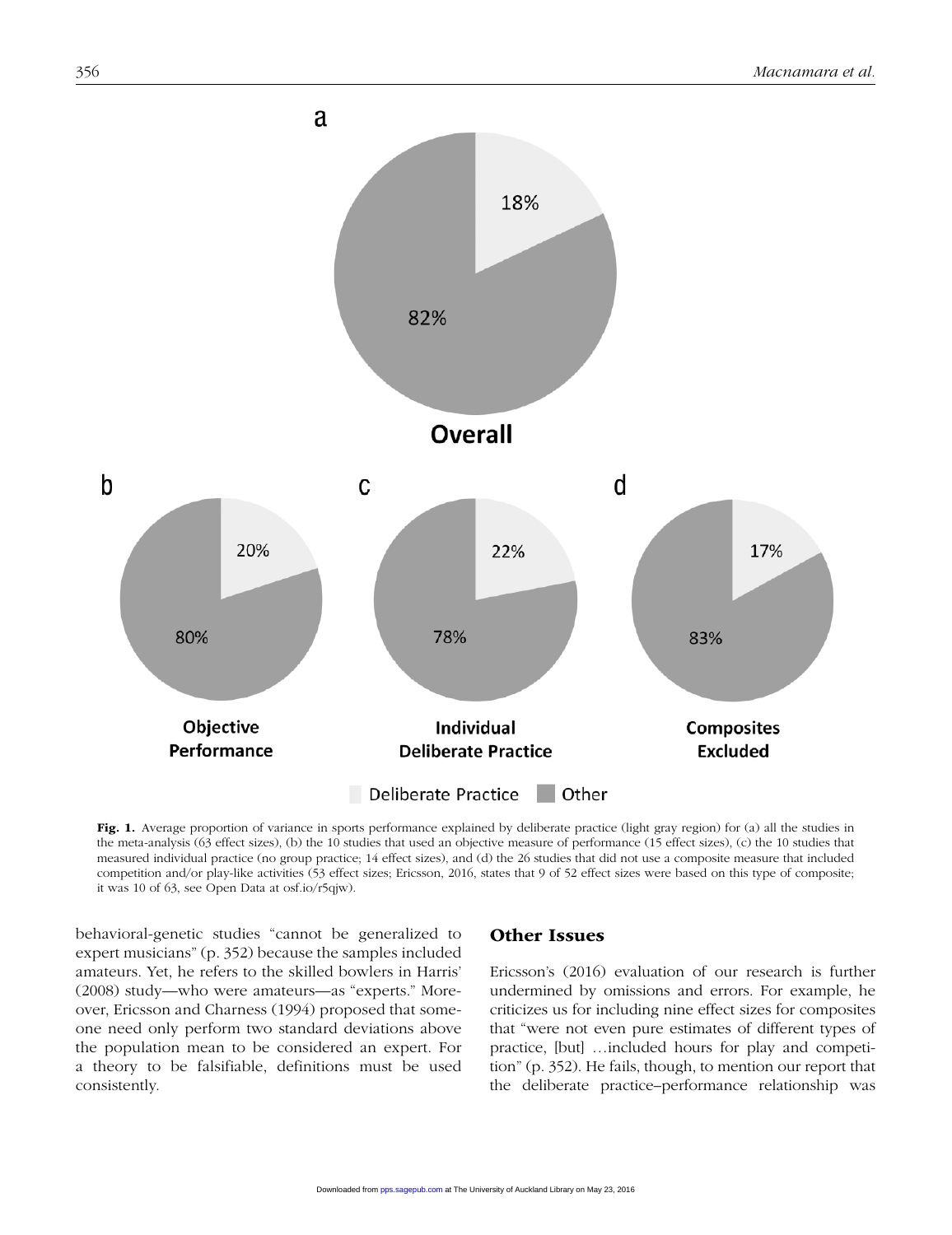**Fig. 1.** Average proportion of variance in sports performance explained by deliberate practice (light gray region) for (a) all the studies in the meta-analysis (63 effect sizes), (b) the 10 studies that used an objective measure of performance (15 effect sizes), (c) the 10 studies that measured individual practice (no group practice; 14 effect sizes), and (d) the 26 studies that did not use a composite measure that included competition and/or play-like activities (53 effect sizes; Ericsson, 2016, states that 9 of 52 effect sizes were based on this type of composite; it was 10 of 63, see Open Data at osf.io/r5qjw).

behavioral-genetic studies "cannot be generalized to expert musicians" (p. 352) because the samples included amateurs. Yet, he refers to the skilled bowlers in Harris' (2008) study—who were amateurs—as "experts." Moreover, Ericsson and Charness (1994) proposed that someone need only perform two standard deviations above the population mean to be considered an expert. For a theory to be falsifiable, definitions must be used consistently.

## Other Issues

Ericsson's (2016) evaluation of our research is further undermined by omissions and errors. For example, he criticizes us for including nine effect sizes for composites that "were not even pure estimates of different types of practice, [but] …included hours for play and competition" (p. 352). He fails, though, to mention our report that the deliberate practice–performance relationship was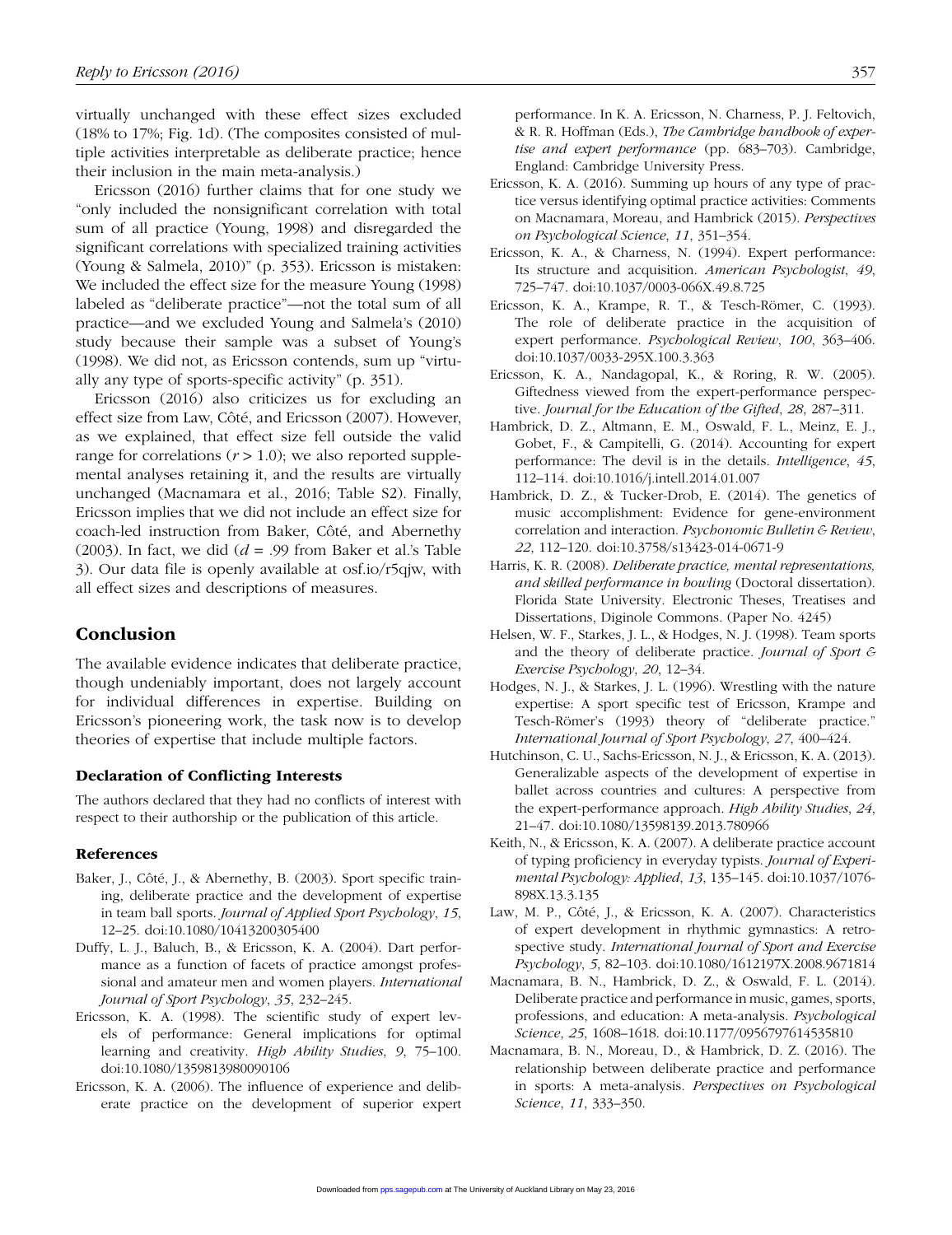virtually unchanged with these effect sizes excluded (18% to 17%; Fig. 1d). (The composites consisted of multiple activities interpretable as deliberate practice; hence their inclusion in the main meta-analysis.)

Ericsson (2016) further claims that for one study we "only included the nonsignificant correlation with total sum of all practice (Young, 1998) and disregarded the significant correlations with specialized training activities (Young & Salmela, 2010)" (p. 353). Ericsson is mistaken: We included the effect size for the measure Young (1998) labeled as "deliberate practice"—not the total sum of all practice—and we excluded Young and Salmela's (2010) study because their sample was a subset of Young's (1998). We did not, as Ericsson contends, sum up "virtually any type of sports-specific activity" (p. 351).

Ericsson (2016) also criticizes us for excluding an effect size from Law, Côté, and Ericsson (2007). However, as we explained, that effect size fell outside the valid range for correlations ($r > 1.0$); we also reported supplemental analyses retaining it, and the results are virtually unchanged (Macnamara et al., 2016; Table S2). Finally, Ericsson implies that we did not include an effect size for coach-led instruction from Baker, Côté, and Abernethy (2003). In fact, we did ($d = .99$ from Baker et al.'s Table 3). Our data file is openly available at osf.io/r5qjw, with all effect sizes and descriptions of measures.

## Conclusion

The available evidence indicates that deliberate practice, though undeniably important, does not largely account for individual differences in expertise. Building on Ericsson's pioneering work, the task now is to develop theories of expertise that include multiple factors.

### Declaration of Conflicting Interests

The authors declared that they had no conflicts of interest with respect to their authorship or the publication of this article.

### References

Baker, J., Côté, J., & Abernethy, B. (2003). Sport specific training, deliberate practice and the development of expertise in team ball sports. *Journal of Applied Sport Psychology*, *15*, 12–25. doi:10.1080/10413200305400

Duffy, L. J., Baluch, B., & Ericsson, K. A. (2004). Dart performance as a function of facets of practice amongst professional and amateur men and women players. *International Journal of Sport Psychology*, *35*, 232–245.

Ericsson, K. A. (1998). The scientific study of expert levels of performance: General implications for optimal learning and creativity. *High Ability Studies*, *9*, 75–100. doi:10.1080/1359813980090106

Ericsson, K. A. (2006). The influence of experience and deliberate practice on the development of superior expert performance. In K. A. Ericsson, N. Charness, P. J. Feltovich, & R. R. Hoffman (Eds.), *The Cambridge handbook of expertise and expert performance* (pp. 683–703). Cambridge, England: Cambridge University Press.

Ericsson, K. A. (2016). Summing up hours of any type of practice versus identifying optimal practice activities: Comments on Macnamara, Moreau, and Hambrick (2015). *Perspectives on Psychological Science*, *11*, 351–354.

Ericsson, K. A., & Charness, N. (1994). Expert performance: Its structure and acquisition. *American Psychologist*, *49*, 725–747. doi:10.1037/0003-066X.49.8.725

Ericsson, K. A., Krampe, R. T., & Tesch-Römer, C. (1993). The role of deliberate practice in the acquisition of expert performance. *Psychological Review*, *100*, 363–406. doi:10.1037/0033-295X.100.3.363

Ericsson, K. A., Nandagopal, K., & Roring, R. W. (2005). Giftedness viewed from the expert-performance perspective. *Journal for the Education of the Gifted*, *28*, 287–311.

Hambrick, D. Z., Altmann, E. M., Oswald, F. L., Meinz, E. J., Gobet, F., & Campitelli, G. (2014). Accounting for expert performance: The devil is in the details. *Intelligence*, *45*, 112–114. doi:10.1016/j.intell.2014.01.007

Hambrick, D. Z., & Tucker-Drob, E. (2014). The genetics of music accomplishment: Evidence for gene-environment correlation and interaction. *Psychonomic Bulletin & Review*, *22*, 112–120. doi:10.3758/s13423-014-0671-9

Harris, K. R. (2008). *Deliberate practice, mental representations, and skilled performance in bowling* (Doctoral dissertation). Florida State University. Electronic Theses, Treatises and Dissertations, Diginole Commons. (Paper No. 4245)

Helsen, W. F., Starkes, J. L., & Hodges, N. J. (1998). Team sports and the theory of deliberate practice. *Journal of Sport & Exercise Psychology*, *20*, 12–34.

Hodges, N. J., & Starkes, J. L. (1996). Wrestling with the nature expertise: A sport specific test of Ericsson, Krampe and Tesch-Römer's (1993) theory of "deliberate practice." *International Journal of Sport Psychology*, *27*, 400–424.

Hutchinson, C. U., Sachs-Ericsson, N. J., & Ericsson, K. A. (2013). Generalizable aspects of the development of expertise in ballet across countries and cultures: A perspective from the expert-performance approach. *High Ability Studies*, *24*, 21–47. doi:10.1080/13598139.2013.780966

Keith, N., & Ericsson, K. A. (2007). A deliberate practice account of typing proficiency in everyday typists. *Journal of Experimental Psychology: Applied*, *13*, 135–145. doi:10.1037/1076-898X.13.3.135

Law, M. P., Côté, J., & Ericsson, K. A. (2007). Characteristics of expert development in rhythmic gymnastics: A retrospective study. *International Journal of Sport and Exercise Psychology*, *5*, 82–103. doi:10.1080/1612197X.2008.9671814

Macnamara, B. N., Hambrick, D. Z., & Oswald, F. L. (2014). Deliberate practice and performance in music, games, sports, professions, and education: A meta-analysis. *Psychological Science*, *25*, 1608–1618. doi:10.1177/0956797614535810

Macnamara, B. N., Moreau, D., & Hambrick, D. Z. (2016). The relationship between deliberate practice and performance in sports: A meta-analysis. *Perspectives on Psychological Science*, *11*, 333–350.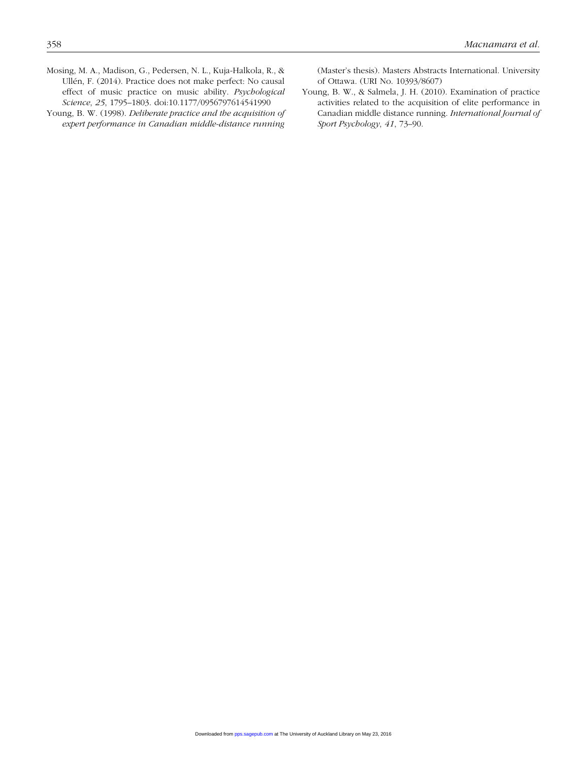Mosing, M. A., Madison, G., Pedersen, N. L., Kuja-Halkola, R., & Ullén, F. (2014). Practice does not make perfect: No causal effect of music practice on music ability. *Psychological Science*, *25*, 1795–1803. doi:10.1177/0956797614541990

Young, B. W. (1998). *Deliberate practice and the acquisition of expert performance in Canadian middle-distance running* (Master's thesis). Masters Abstracts International. University of Ottawa. (URI No. 10393/8607)

Young, B. W., & Salmela, J. H. (2010). Examination of practice activities related to the acquisition of elite performance in Canadian middle distance running. *International Journal of Sport Psychology*, *41*, 73–90.